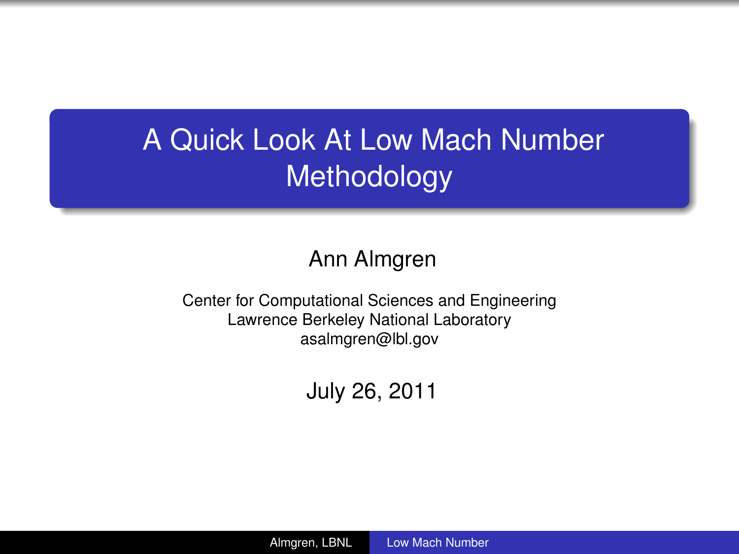# A Quick Look At Low Mach Number Methodology

Ann Almgren

Center for Computational Sciences and Engineering
Lawrence Berkeley National Laboratory
asalmgren@lbl.gov

July 26, 2011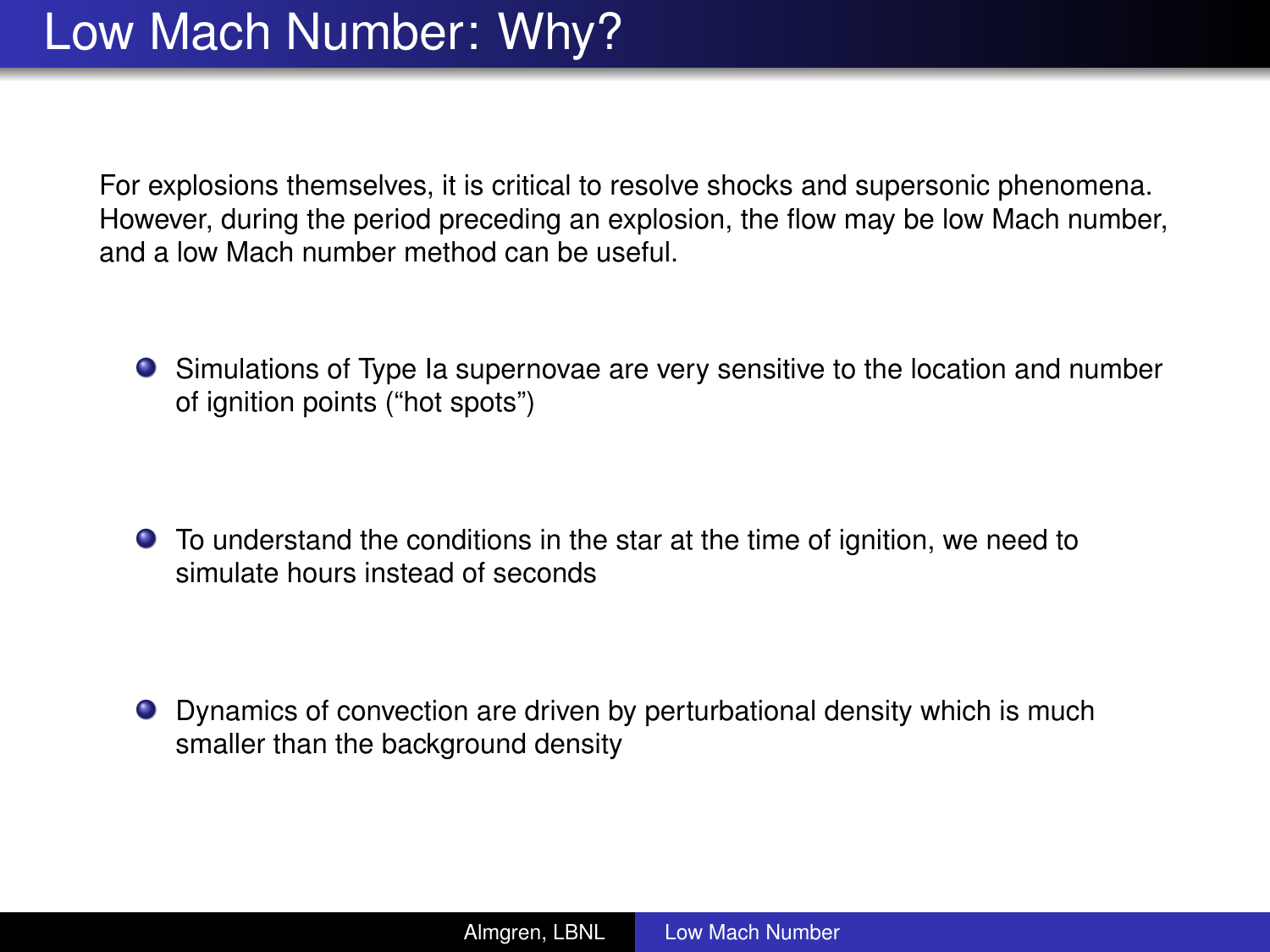# Low Mach Number: Why?

For explosions themselves, it is critical to resolve shocks and supersonic phenomena. However, during the period preceding an explosion, the flow may be low Mach number, and a low Mach number method can be useful.

- Simulations of Type Ia supernovae are very sensitive to the location and number of ignition points ("hot spots")
- To understand the conditions in the star at the time of ignition, we need to simulate hours instead of seconds
- Dynamics of convection are driven by perturbational density which is much smaller than the background density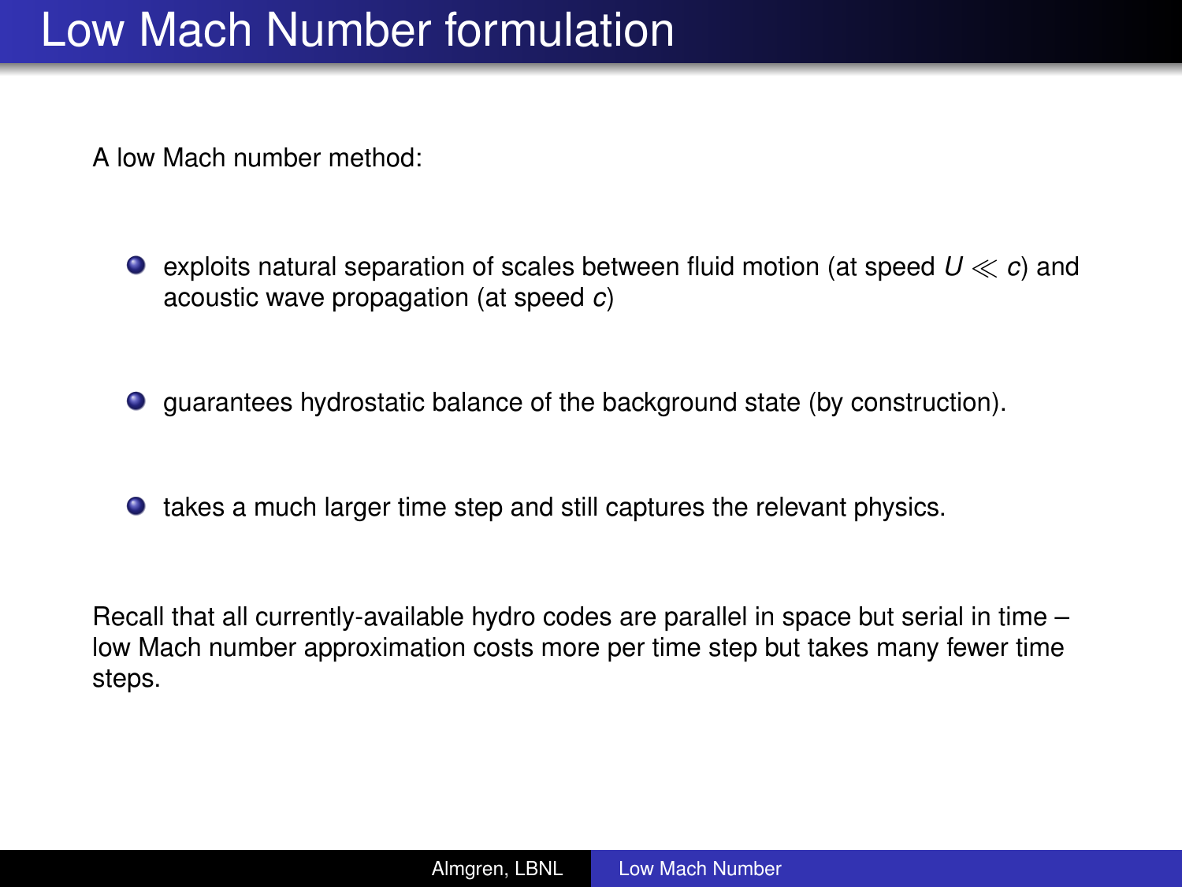# Low Mach Number formulation

A low Mach number method:

- exploits natural separation of scales between fluid motion (at speed $U \ll c$) and acoustic wave propagation (at speed $c$)
- guarantees hydrostatic balance of the background state (by construction).
- takes a much larger time step and still captures the relevant physics.

Recall that all currently-available hydro codes are parallel in space but serial in time – low Mach number approximation costs more per time step but takes many fewer time steps.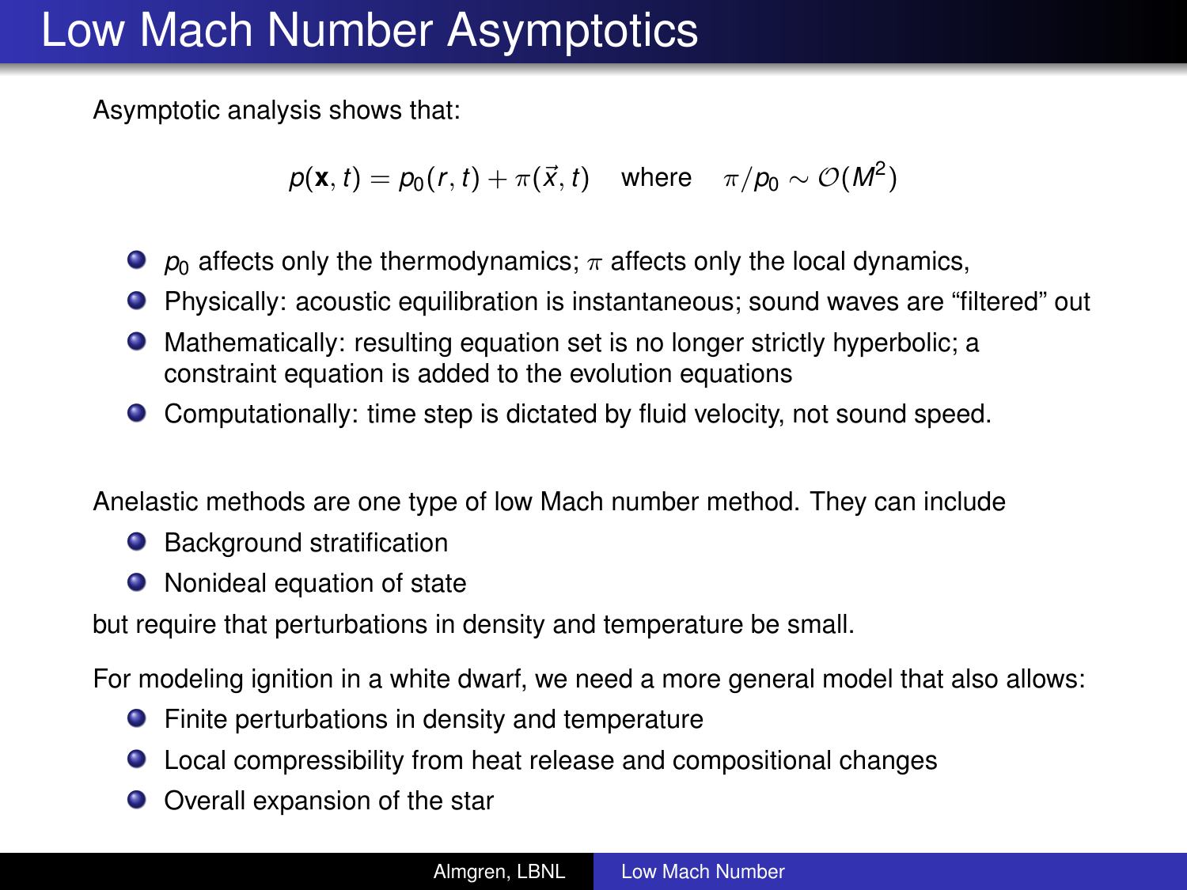# Low Mach Number Asymptotics

Asymptotic analysis shows that:

$$p(\mathbf{x}, t) = p_0(r, t) + \pi(\vec{x}, t) \quad \text{where} \quad \pi / p_0 \sim \mathcal{O}(M^2)$$

- $p_0$ affects only the thermodynamics; $\pi$ affects only the local dynamics,
- Physically: acoustic equilibration is instantaneous; sound waves are "filtered" out
- Mathematically: resulting equation set is no longer strictly hyperbolic; a constraint equation is added to the evolution equations
- Computationally: time step is dictated by fluid velocity, not sound speed.

Anelastic methods are one type of low Mach number method. They can include

- Background stratification
- Nonideal equation of state

but require that perturbations in density and temperature be small.

For modeling ignition in a white dwarf, we need a more general model that also allows:

- Finite perturbations in density and temperature
- Local compressibility from heat release and compositional changes
- Overall expansion of the star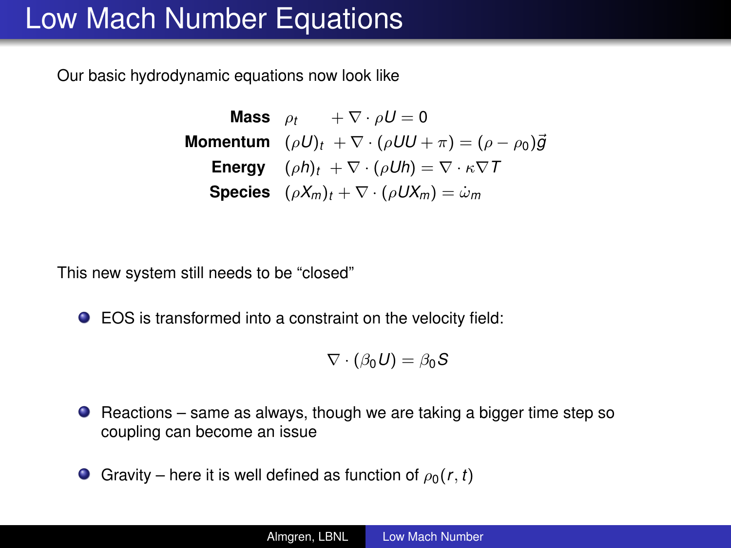# Low Mach Number Equations

Our basic hydrodynamic equations now look like

$$
\begin{aligned}
\textbf{Mass} \quad & \rho_t + \nabla \cdot \rho U = 0 \\
\textbf{Momentum} \quad & (\rho U)_t + \nabla \cdot (\rho U U + \pi) = (\rho - \rho_0)\vec{g} \\
\textbf{Energy} \quad & (\rho h)_t + \nabla \cdot (\rho U h) = \nabla \cdot \kappa \nabla T \\
\textbf{Species} \quad & (\rho X_m)_t + \nabla \cdot (\rho U X_m) = \dot{\omega}_m
\end{aligned}
$$

This new system still needs to be "closed"

- EOS is transformed into a constraint on the velocity field:

$$\nabla \cdot (\beta_0 U) = \beta_0 S$$

- Reactions – same as always, though we are taking a bigger time step so coupling can become an issue
- Gravity – here it is well defined as function of $\rho_0(r, t)$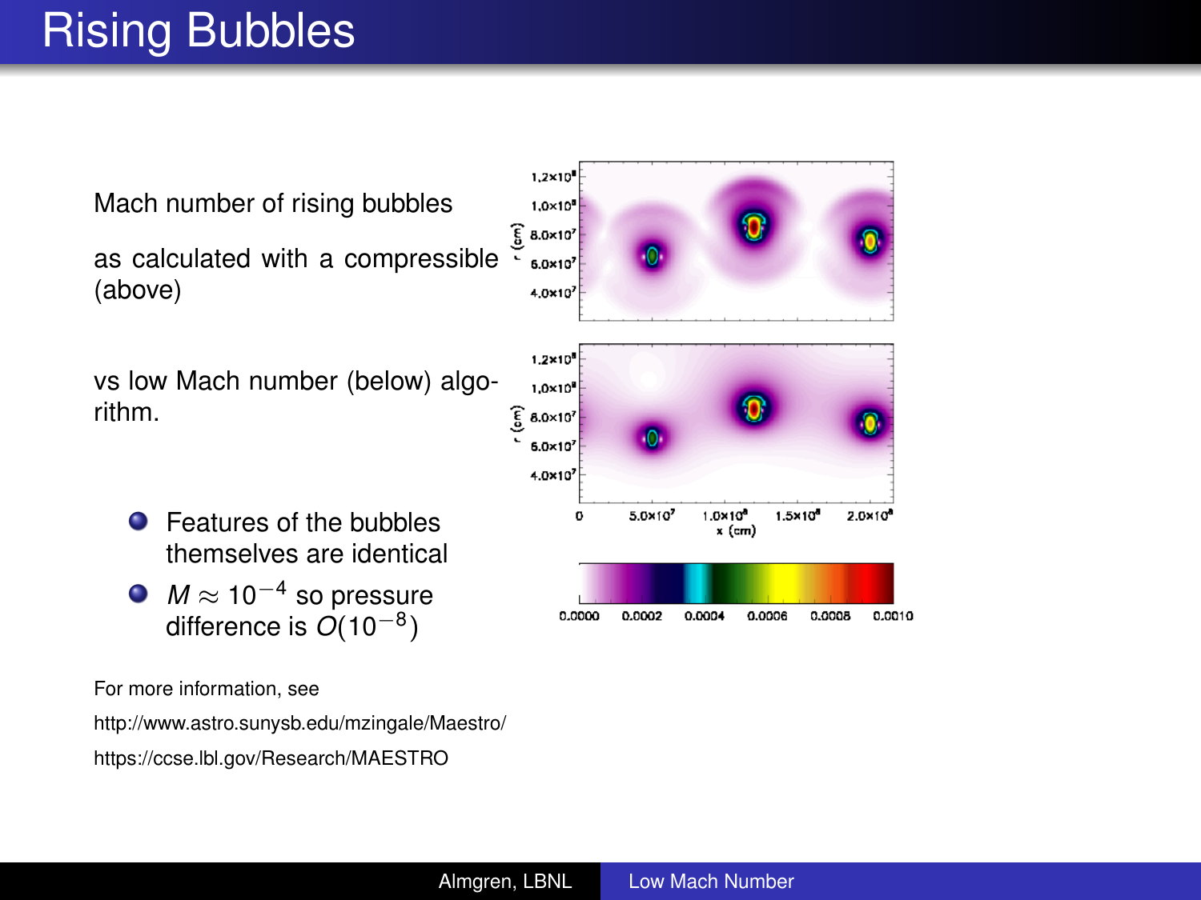# Rising Bubbles

Mach number of rising bubbles

as calculated with a compressible (above)

vs low Mach number (below) algorithm.

- Features of the bubbles themselves are identical
- $M \approx 10^{-4}$ so pressure difference is $O(10^{-8})$

1.2×10⁸
1.0×10⁸
8.0×10⁷
6.0×10⁷
4.0×10⁷
r (cm)

1.2×10⁸
1.0×10⁸
8.0×10⁷
6.0×10⁷
4.0×10⁷
r (cm)

0
5.0×10⁷
1.0×10⁸
1.5×10⁸
2.0×10⁸
x (cm)

0.0000
0.0002
0.0004
0.0006
0.0008
0.0010

For more information, see

http://www.astro.sunysb.edu/mzingale/Maestro/

https://ccse.lbl.gov/Research/MAESTRO